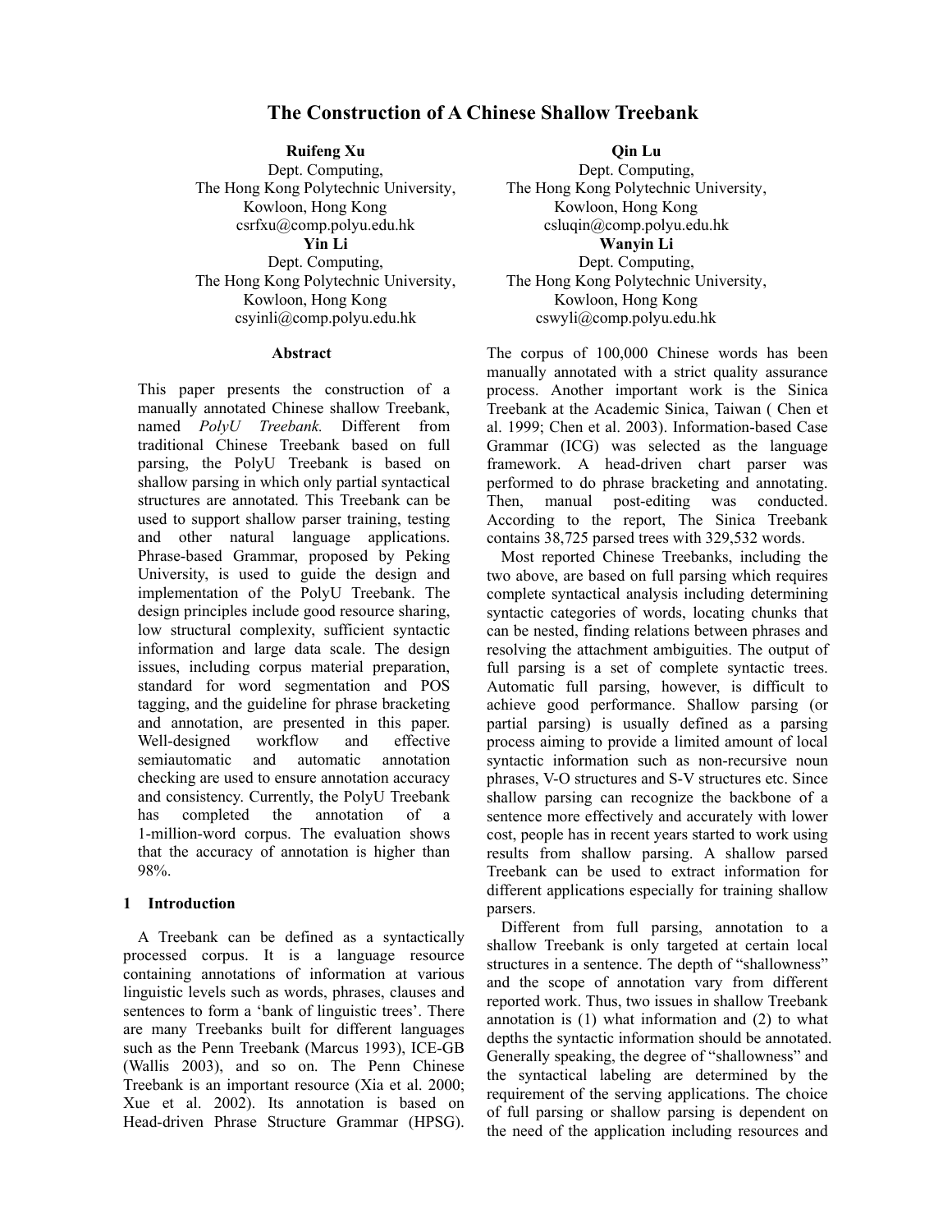# The Construction of A Chinese Shallow Treebank

**Ruifeng Xu**
Dept. Computing,
The Hong Kong Polytechnic University,
Kowloon, Hong Kong
csrfxu@comp.polyu.edu.hk

**Qin Lu**
Dept. Computing,
The Hong Kong Polytechnic University,
Kowloon, Hong Kong
csluqin@comp.polyu.edu.hk

**Yin Li**
Dept. Computing,
The Hong Kong Polytechnic University,
Kowloon, Hong Kong
csyinli@comp.polyu.edu.hk

**Wanyin Li**
Dept. Computing,
The Hong Kong Polytechnic University,
Kowloon, Hong Kong
cswyli@comp.polyu.edu.hk

## Abstract

This paper presents the construction of a manually annotated Chinese shallow Treebank, named *PolyU Treebank.* Different from traditional Chinese Treebank based on full parsing, the PolyU Treebank is based on shallow parsing in which only partial syntactical structures are annotated. This Treebank can be used to support shallow parser training, testing and other natural language applications. Phrase-based Grammar, proposed by Peking University, is used to guide the design and implementation of the PolyU Treebank. The design principles include good resource sharing, low structural complexity, sufficient syntactic information and large data scale. The design issues, including corpus material preparation, standard for word segmentation and POS tagging, and the guideline for phrase bracketing and annotation, are presented in this paper. Well-designed workflow and effective semiautomatic and automatic annotation checking are used to ensure annotation accuracy and consistency. Currently, the PolyU Treebank has completed the annotation of a 1-million-word corpus. The evaluation shows that the accuracy of annotation is higher than 98%.

## 1 Introduction

A Treebank can be defined as a syntactically processed corpus. It is a language resource containing annotations of information at various linguistic levels such as words, phrases, clauses and sentences to form a 'bank of linguistic trees'. There are many Treebanks built for different languages such as the Penn Treebank (Marcus 1993), ICE-GB (Wallis 2003), and so on. The Penn Chinese Treebank is an important resource (Xia et al. 2000; Xue et al. 2002). Its annotation is based on Head-driven Phrase Structure Grammar (HPSG). The corpus of 100,000 Chinese words has been manually annotated with a strict quality assurance process. Another important work is the Sinica Treebank at the Academic Sinica, Taiwan ( Chen et al. 1999; Chen et al. 2003). Information-based Case Grammar (ICG) was selected as the language framework. A head-driven chart parser was performed to do phrase bracketing and annotating. Then, manual post-editing was conducted. According to the report, The Sinica Treebank contains 38,725 parsed trees with 329,532 words.

Most reported Chinese Treebanks, including the two above, are based on full parsing which requires complete syntactical analysis including determining syntactic categories of words, locating chunks that can be nested, finding relations between phrases and resolving the attachment ambiguities. The output of full parsing is a set of complete syntactic trees. Automatic full parsing, however, is difficult to achieve good performance. Shallow parsing (or partial parsing) is usually defined as a parsing process aiming to provide a limited amount of local syntactic information such as non-recursive noun phrases, V-O structures and S-V structures etc. Since shallow parsing can recognize the backbone of a sentence more effectively and accurately with lower cost, people has in recent years started to work using results from shallow parsing. A shallow parsed Treebank can be used to extract information for different applications especially for training shallow parsers.

Different from full parsing, annotation to a shallow Treebank is only targeted at certain local structures in a sentence. The depth of "shallowness" and the scope of annotation vary from different reported work. Thus, two issues in shallow Treebank annotation is (1) what information and (2) to what depths the syntactic information should be annotated. Generally speaking, the degree of "shallowness" and the syntactical labeling are determined by the requirement of the serving applications. The choice of full parsing or shallow parsing is dependent on the need of the application including resources and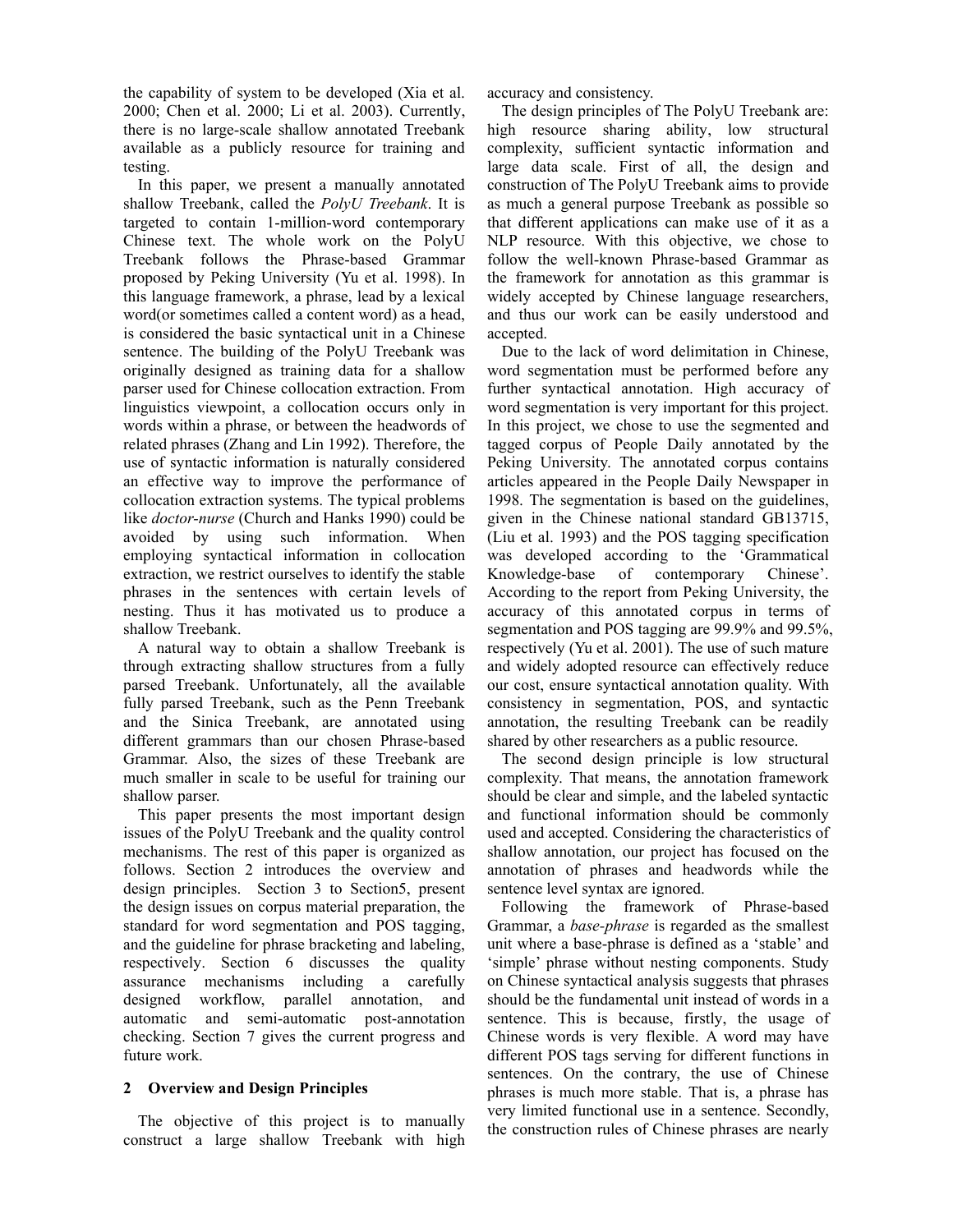the capability of system to be developed (Xia et al. 2000; Chen et al. 2000; Li et al. 2003). Currently, there is no large-scale shallow annotated Treebank available as a publicly resource for training and testing.

In this paper, we present a manually annotated shallow Treebank, called the *PolyU Treebank*. It is targeted to contain 1-million-word contemporary Chinese text. The whole work on the PolyU Treebank follows the Phrase-based Grammar proposed by Peking University (Yu et al. 1998). In this language framework, a phrase, lead by a lexical word(or sometimes called a content word) as a head, is considered the basic syntactical unit in a Chinese sentence. The building of the PolyU Treebank was originally designed as training data for a shallow parser used for Chinese collocation extraction. From linguistics viewpoint, a collocation occurs only in words within a phrase, or between the headwords of related phrases (Zhang and Lin 1992). Therefore, the use of syntactic information is naturally considered an effective way to improve the performance of collocation extraction systems. The typical problems like *doctor-nurse* (Church and Hanks 1990) could be avoided by using such information. When employing syntactical information in collocation extraction, we restrict ourselves to identify the stable phrases in the sentences with certain levels of nesting. Thus it has motivated us to produce a shallow Treebank.

A natural way to obtain a shallow Treebank is through extracting shallow structures from a fully parsed Treebank. Unfortunately, all the available fully parsed Treebank, such as the Penn Treebank and the Sinica Treebank, are annotated using different grammars than our chosen Phrase-based Grammar. Also, the sizes of these Treebank are much smaller in scale to be useful for training our shallow parser.

This paper presents the most important design issues of the PolyU Treebank and the quality control mechanisms. The rest of this paper is organized as follows. Section 2 introduces the overview and design principles. Section 3 to Section5, present the design issues on corpus material preparation, the standard for word segmentation and POS tagging, and the guideline for phrase bracketing and labeling, respectively. Section 6 discusses the quality assurance mechanisms including a carefully designed workflow, parallel annotation, and automatic and semi-automatic post-annotation checking. Section 7 gives the current progress and future work.

## 2 Overview and Design Principles

The objective of this project is to manually construct a large shallow Treebank with high accuracy and consistency.

The design principles of The PolyU Treebank are: high resource sharing ability, low structural complexity, sufficient syntactic information and large data scale. First of all, the design and construction of The PolyU Treebank aims to provide as much a general purpose Treebank as possible so that different applications can make use of it as a NLP resource. With this objective, we chose to follow the well-known Phrase-based Grammar as the framework for annotation as this grammar is widely accepted by Chinese language researchers, and thus our work can be easily understood and accepted.

Due to the lack of word delimitation in Chinese, word segmentation must be performed before any further syntactical annotation. High accuracy of word segmentation is very important for this project. In this project, we chose to use the segmented and tagged corpus of People Daily annotated by the Peking University. The annotated corpus contains articles appeared in the People Daily Newspaper in 1998. The segmentation is based on the guidelines, given in the Chinese national standard GB13715, (Liu et al. 1993) and the POS tagging specification was developed according to the 'Grammatical Knowledge-base of contemporary Chinese'. According to the report from Peking University, the accuracy of this annotated corpus in terms of segmentation and POS tagging are 99.9% and 99.5%, respectively (Yu et al. 2001). The use of such mature and widely adopted resource can effectively reduce our cost, ensure syntactical annotation quality. With consistency in segmentation, POS, and syntactic annotation, the resulting Treebank can be readily shared by other researchers as a public resource.

The second design principle is low structural complexity. That means, the annotation framework should be clear and simple, and the labeled syntactic and functional information should be commonly used and accepted. Considering the characteristics of shallow annotation, our project has focused on the annotation of phrases and headwords while the sentence level syntax are ignored.

Following the framework of Phrase-based Grammar, a *base-phrase* is regarded as the smallest unit where a base-phrase is defined as a 'stable' and 'simple' phrase without nesting components. Study on Chinese syntactical analysis suggests that phrases should be the fundamental unit instead of words in a sentence. This is because, firstly, the usage of Chinese words is very flexible. A word may have different POS tags serving for different functions in sentences. On the contrary, the use of Chinese phrases is much more stable. That is, a phrase has very limited functional use in a sentence. Secondly, the construction rules of Chinese phrases are nearly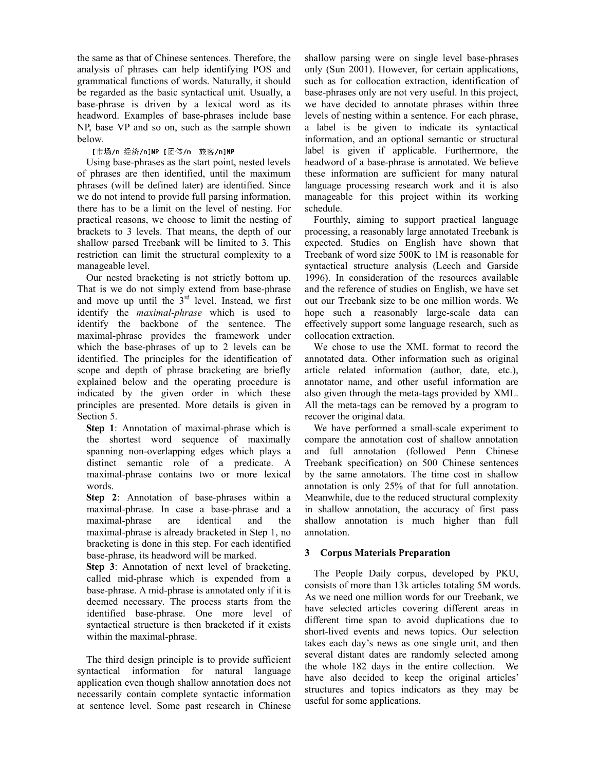the same as that of Chinese sentences. Therefore, the analysis of phrases can help identifying POS and grammatical functions of words. Naturally, it should be regarded as the basic syntactical unit. Usually, a base-phrase is driven by a lexical word as its headword. Examples of base-phrases include base NP, base VP and so on, such as the sample shown below.

[市场/n 经济/n]NP [团体/n 旅客/n]NP

Using base-phrases as the start point, nested levels of phrases are then identified, until the maximum phrases (will be defined later) are identified. Since we do not intend to provide full parsing information, there has to be a limit on the level of nesting. For practical reasons, we choose to limit the nesting of brackets to 3 levels. That means, the depth of our shallow parsed Treebank will be limited to 3. This restriction can limit the structural complexity to a manageable level.

Our nested bracketing is not strictly bottom up. That is we do not simply extend from base-phrase and move up until the 3rd level. Instead, we first identify the *maximal-phrase* which is used to identify the backbone of the sentence. The maximal-phrase provides the framework under which the base-phrases of up to 2 levels can be identified. The principles for the identification of scope and depth of phrase bracketing are briefly explained below and the operating procedure is indicated by the given order in which these principles are presented. More details is given in Section 5.

**Step 1**: Annotation of maximal-phrase which is the shortest word sequence of maximally spanning non-overlapping edges which plays a distinct semantic role of a predicate. A maximal-phrase contains two or more lexical words.

**Step 2**: Annotation of base-phrases within a maximal-phrase. In case a base-phrase and a maximal-phrase are identical and the maximal-phrase is already bracketed in Step 1, no bracketing is done in this step. For each identified base-phrase, its headword will be marked.

**Step 3**: Annotation of next level of bracketing, called mid-phrase which is expended from a base-phrase. A mid-phrase is annotated only if it is deemed necessary. The process starts from the identified base-phrase. One more level of syntactical structure is then bracketed if it exists within the maximal-phrase.

The third design principle is to provide sufficient syntactical information for natural language application even though shallow annotation does not necessarily contain complete syntactic information at sentence level. Some past research in Chinese shallow parsing were on single level base-phrases only (Sun 2001). However, for certain applications, such as for collocation extraction, identification of base-phrases only are not very useful. In this project, we have decided to annotate phrases within three levels of nesting within a sentence. For each phrase, a label is be given to indicate its syntactical information, and an optional semantic or structural label is given if applicable. Furthermore, the headword of a base-phrase is annotated. We believe these information are sufficient for many natural language processing research work and it is also manageable for this project within its working schedule.

Fourthly, aiming to support practical language processing, a reasonably large annotated Treebank is expected. Studies on English have shown that Treebank of word size 500K to 1M is reasonable for syntactical structure analysis (Leech and Garside 1996). In consideration of the resources available and the reference of studies on English, we have set out our Treebank size to be one million words. We hope such a reasonably large-scale data can effectively support some language research, such as collocation extraction.

We chose to use the XML format to record the annotated data. Other information such as original article related information (author, date, etc.), annotator name, and other useful information are also given through the meta-tags provided by XML. All the meta-tags can be removed by a program to recover the original data.

We have performed a small-scale experiment to compare the annotation cost of shallow annotation and full annotation (followed Penn Chinese Treebank specification) on 500 Chinese sentences by the same annotators. The time cost in shallow annotation is only 25% of that for full annotation. Meanwhile, due to the reduced structural complexity in shallow annotation, the accuracy of first pass shallow annotation is much higher than full annotation.

## 3 Corpus Materials Preparation

The People Daily corpus, developed by PKU, consists of more than 13k articles totaling 5M words. As we need one million words for our Treebank, we have selected articles covering different areas in different time span to avoid duplications due to short-lived events and news topics. Our selection takes each day's news as one single unit, and then several distant dates are randomly selected among the whole 182 days in the entire collection. We have also decided to keep the original articles' structures and topics indicators as they may be useful for some applications.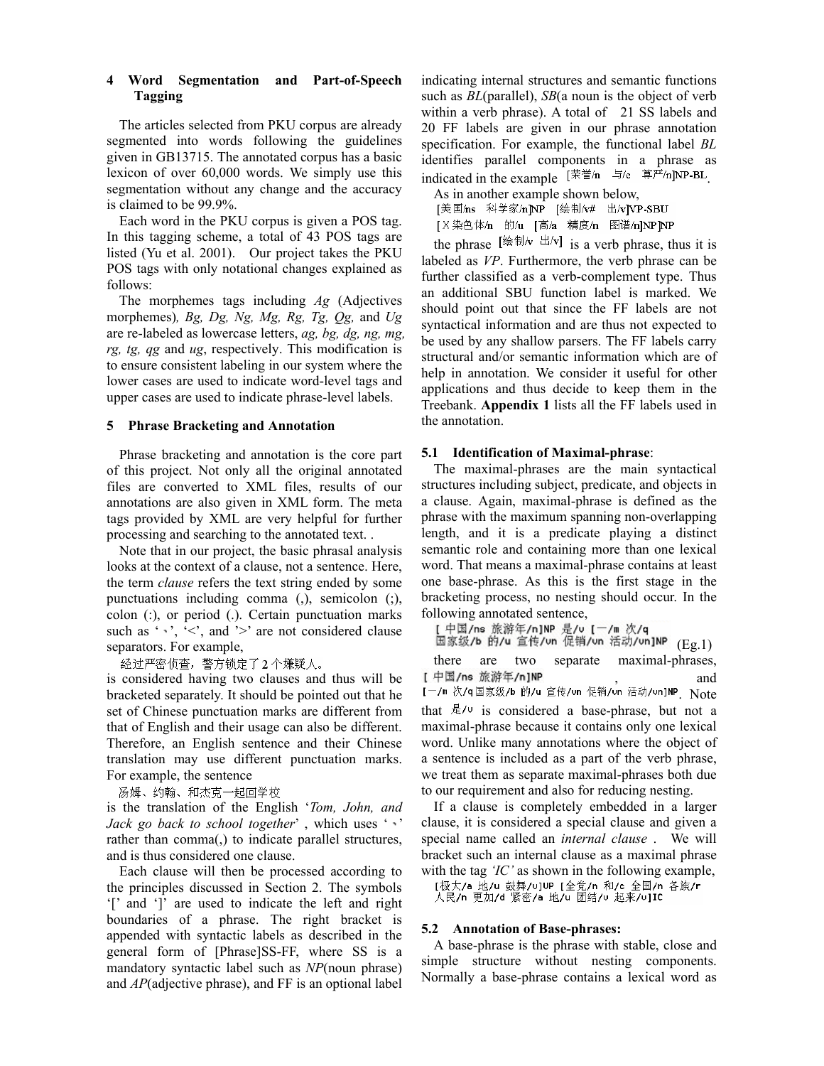## 4 Word Segmentation and Part-of-Speech Tagging

The articles selected from PKU corpus are already segmented into words following the guidelines given in GB13715. The annotated corpus has a basic lexicon of over 60,000 words. We simply use this segmentation without any change and the accuracy is claimed to be 99.9%.

Each word in the PKU corpus is given a POS tag. In this tagging scheme, a total of 43 POS tags are listed (Yu et al. 2001). Our project takes the PKU POS tags with only notational changes explained as follows:

The morphemes tags including *Ag* (Adjectives morphemes), *Bg, Dg, Ng, Mg, Rg, Tg, Qg,* and *Ug* are re-labeled as lowercase letters, *ag, bg, dg, ng, mg, rg, tg, qg* and *ug*, respectively. This modification is to ensure consistent labeling in our system where the lower cases are used to indicate word-level tags and upper cases are used to indicate phrase-level labels.

## 5 Phrase Bracketing and Annotation

Phrase bracketing and annotation is the core part of this project. Not only all the original annotated files are converted to XML files, results of our annotations are also given in XML form. The meta tags provided by XML are very helpful for further processing and searching to the annotated text. .

Note that in our project, the basic phrasal analysis looks at the context of a clause, not a sentence. Here, the term *clause* refers the text string ended by some punctuations including comma (,), semicolon (;), colon (:), or period (.). Certain punctuation marks such as '、', '<', and '>' are not considered clause separators. For example,

经过严密侦查，警方锁定了2个嫌疑人。

is considered having two clauses and thus will be bracketed separately. It should be pointed out that he set of Chinese punctuation marks are different from that of English and their usage can also be different. Therefore, an English sentence and their Chinese translation may use different punctuation marks. For example, the sentence

汤姆、约翰、和杰克一起回学校

is the translation of the English '*Tom, John, and Jack go back to school together*' , which uses '、' rather than comma(,) to indicate parallel structures, and is thus considered one clause.

Each clause will then be processed according to the principles discussed in Section 2. The symbols '[' and ']' are used to indicate the left and right boundaries of a phrase. The right bracket is appended with syntactic labels as described in the general form of [Phrase]SS-FF, where SS is a mandatory syntactic label such as *NP*(noun phrase) and *AP*(adjective phrase), and FF is an optional label indicating internal structures and semantic functions such as *BL*(parallel), *SB*(a noun is the object of verb within a verb phrase). A total of 21 SS labels and 20 FF labels are given in our phrase annotation specification. For example, the functional label *BL* identifies parallel components in a phrase as indicated in the example [荣誉/n 与/c 尊严/n]NP-BL.

As in another example shown below,

[美国/ns 科学家/n]NP [绘制/v# 出/v]VP-SBU
[X染色体/n 的/u [高/a 精度/n 图谱/n]NP]NP

the phrase [绘制/v 出/v] is a verb phrase, thus it is labeled as *VP*. Furthermore, the verb phrase can be further classified as a verb-complement type. Thus an additional SBU function label is marked. We should point out that since the FF labels are not syntactical information and are thus not expected to be used by any shallow parsers. The FF labels carry structural and/or semantic information which are of help in annotation. We consider it useful for other applications and thus decide to keep them in the Treebank. **Appendix 1** lists all the FF labels used in the annotation.

### 5.1 Identification of Maximal-phrase:

The maximal-phrases are the main syntactical structures including subject, predicate, and objects in a clause. Again, maximal-phrase is defined as the phrase with the maximum spanning non-overlapping length, and it is a predicate playing a distinct semantic role and containing more than one lexical word. That means a maximal-phrase contains at least one base-phrase. As this is the first stage in the bracketing process, no nesting should occur. In the following annotated sentence,

[中国/ns 旅游年/n]NP 是/v [一/m 次/q 国家级/b 的/u 宣传/vn 促销/vn 活动/vn]NP (Eg.1)

there are two separate maximal-phrases, [中国/ns 旅游年/n]NP, and [一/m 次/q 国家级/b 的/u 宣传/vn 促销/vn 活动/vn]NP. Note that 是/v is considered a base-phrase, but not a maximal-phrase because it contains only one lexical word. Unlike many annotations where the object of a sentence is included as a part of the verb phrase, we treat them as separate maximal-phrases both due to our requirement and also for reducing nesting.

If a clause is completely embedded in a larger clause, it is considered a special clause and given a special name called an *internal clause* . We will bracket such an internal clause as a maximal phrase with the tag *'IC'* as shown in the following example,

[极大/a 地/u 鼓舞/v]UP [全党/n 和/c 全国/n 各族/r 人民/n 更加/d 紧密/a 地/u 团结/v 起来/v]IC

### 5.2 Annotation of Base-phrases:

A base-phrase is the phrase with stable, close and simple structure without nesting components. Normally a base-phrase contains a lexical word as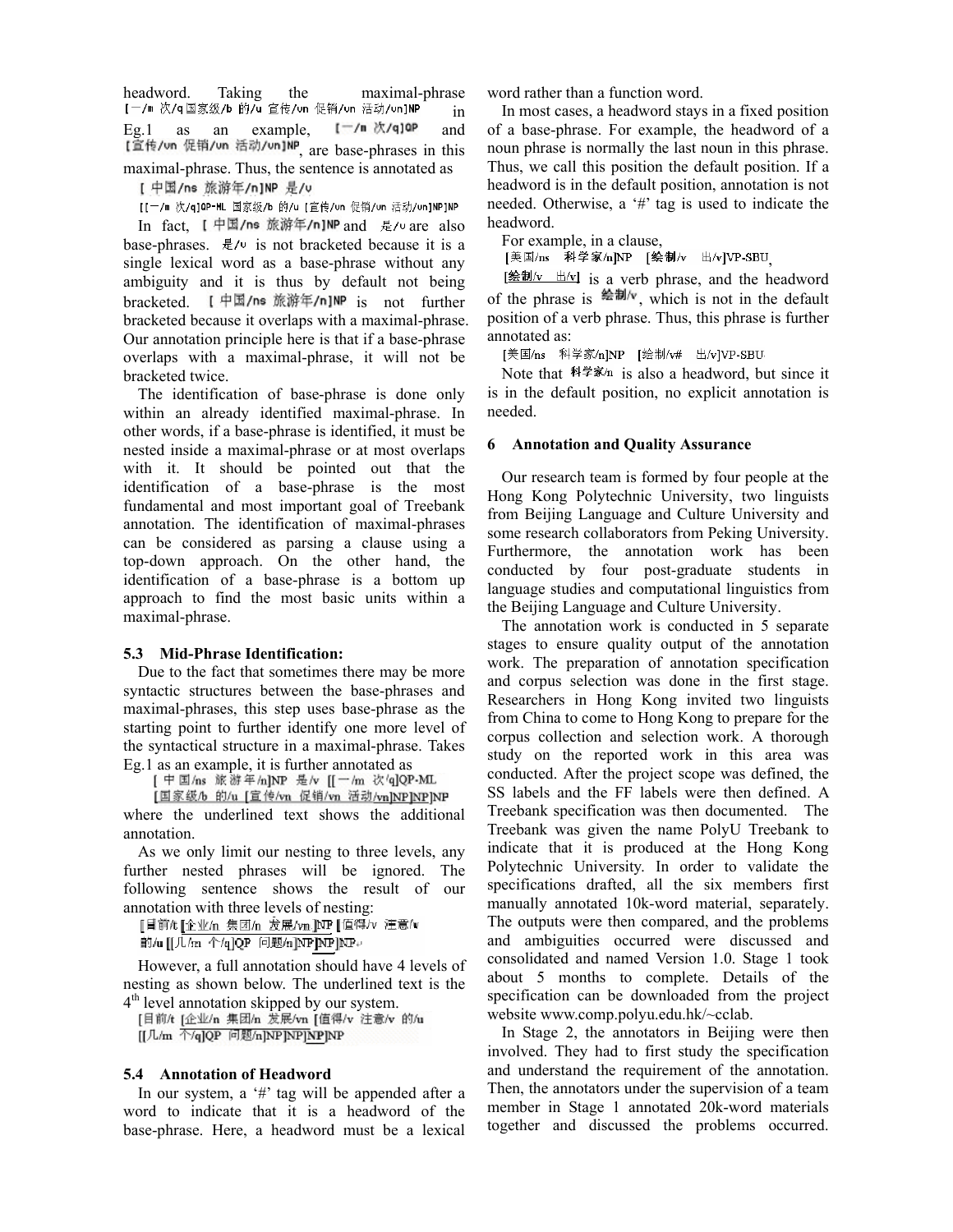headword. Taking the maximal-phrase [一/m 次/q国家级/b 的/u 宣传/vn 促销/vn 活动/vn]NP in Eg.1 as an example, [一/m 次/q]QP and [宣传/vn 促销/vn 活动/vn]NP, are base-phrases in this maximal-phrase. Thus, the sentence is annotated as

[ 中国/ns 旅游年/n]NP 是/v

[[一/m 次/q]QP-ML 国家级/b 的/u [宣传/vn 促销/vn 活动/vn]NP]NP

In fact, [ 中国/ns 旅游年/n]NP and 是/v are also base-phrases. 是/v is not bracketed because it is a single lexical word as a base-phrase without any ambiguity and it is thus by default not being bracketed. [ 中国/ns 旅游年/n]NP is not further bracketed because it overlaps with a maximal-phrase. Our annotation principle here is that if a base-phrase overlaps with a maximal-phrase, it will not be bracketed twice.

The identification of base-phrase is done only within an already identified maximal-phrase. In other words, if a base-phrase is identified, it must be nested inside a maximal-phrase or at most overlaps with it. It should be pointed out that the identification of a base-phrase is the most fundamental and most important goal of Treebank annotation. The identification of maximal-phrases can be considered as parsing a clause using a top-down approach. On the other hand, the identification of a base-phrase is a bottom up approach to find the most basic units within a maximal-phrase.

### 5.3 Mid-Phrase Identification:

Due to the fact that sometimes there may be more syntactic structures between the base-phrases and maximal-phrases, this step uses base-phrase as the starting point to further identify one more level of the syntactical structure in a maximal-phrase. Takes Eg.1 as an example, it is further annotated as

[ 中国/ns 旅游年/n]NP 是/v [[一/m 次/q]QP-ML [国家级/b 的/u [宣传/vn 促销/vn 活动/vn]NP]NP]NP

where the underlined text shows the additional annotation.

As we only limit our nesting to three levels, any further nested phrases will be ignored. The following sentence shows the result of our annotation with three levels of nesting:

[目前/t [企业/n 集团/n 发展/vn ]NP ][值得/v 注意/v 的/u [[几/m 个/q]QP 问题/n]NP]NP]NP

However, a full annotation should have 4 levels of nesting as shown below. The underlined text is the 4th level annotation skipped by our system.

[目前/t [企业/n 集团/n 发展/vn [值得/v 注意/v 的/u [[几/m 个/q]QP 问题/n]NP]NP]NP]NP

### 5.4 Annotation of Headword

In our system, a '#' tag will be appended after a word to indicate that it is a headword of the base-phrase. Here, a headword must be a lexical word rather than a function word.

In most cases, a headword stays in a fixed position of a base-phrase. For example, the headword of a noun phrase is normally the last noun in this phrase. Thus, we call this position the default position. If a headword is in the default position, annotation is not needed. Otherwise, a '#' tag is used to indicate the headword.

For example, in a clause,

[美国/ns 科学家/n]NP [绘制/v 出/v]VP-SBU,

[绘制/v 出/v] is a verb phrase, and the headword of the phrase is 绘制/v, which is not in the default position of a verb phrase. Thus, this phrase is further annotated as:

[美国/ns 科学家/n]NP [绘制/v# 出/v]VP-SBU

Note that 科学家/n is also a headword, but since it is in the default position, no explicit annotation is needed.

## 6 Annotation and Quality Assurance

Our research team is formed by four people at the Hong Kong Polytechnic University, two linguists from Beijing Language and Culture University and some research collaborators from Peking University. Furthermore, the annotation work has been conducted by four post-graduate students in language studies and computational linguistics from the Beijing Language and Culture University.

The annotation work is conducted in 5 separate stages to ensure quality output of the annotation work. The preparation of annotation specification and corpus selection was done in the first stage. Researchers in Hong Kong invited two linguists from China to come to Hong Kong to prepare for the corpus collection and selection work. A thorough study on the reported work in this area was conducted. After the project scope was defined, the SS labels and the FF labels were then defined. A Treebank specification was then documented. The Treebank was given the name PolyU Treebank to indicate that it is produced at the Hong Kong Polytechnic University. In order to validate the specifications drafted, all the six members first manually annotated 10k-word material, separately. The outputs were then compared, and the problems and ambiguities occurred were discussed and consolidated and named Version 1.0. Stage 1 took about 5 months to complete. Details of the specification can be downloaded from the project website www.comp.polyu.edu.hk/~cclab.

In Stage 2, the annotators in Beijing were then involved. They had to first study the specification and understand the requirement of the annotation. Then, the annotators under the supervision of a team member in Stage 1 annotated 20k-word materials together and discussed the problems occurred.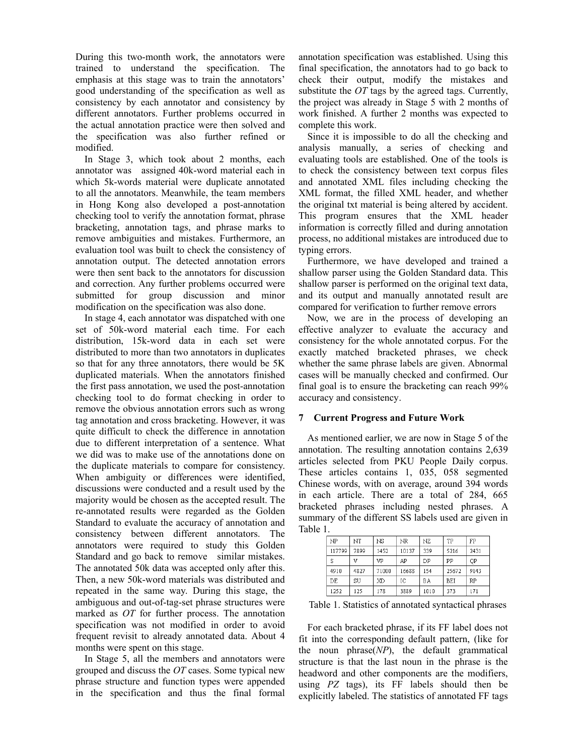During this two-month work, the annotators were trained to understand the specification. The emphasis at this stage was to train the annotators' good understanding of the specification as well as consistency by each annotator and consistency by different annotators. Further problems occurred in the actual annotation practice were then solved and the specification was also further refined or modified.

In Stage 3, which took about 2 months, each annotator was assigned 40k-word material each in which 5k-words material were duplicate annotated to all the annotators. Meanwhile, the team members in Hong Kong also developed a post-annotation checking tool to verify the annotation format, phrase bracketing, annotation tags, and phrase marks to remove ambiguities and mistakes. Furthermore, an evaluation tool was built to check the consistency of annotation output. The detected annotation errors were then sent back to the annotators for discussion and correction. Any further problems occurred were submitted for group discussion and minor modification on the specification was also done.

In stage 4, each annotator was dispatched with one set of 50k-word material each time. For each distribution, 15k-word data in each set were distributed to more than two annotators in duplicates so that for any three annotators, there would be 5K duplicated materials. When the annotators finished the first pass annotation, we used the post-annotation checking tool to do format checking in order to remove the obvious annotation errors such as wrong tag annotation and cross bracketing. However, it was quite difficult to check the difference in annotation due to different interpretation of a sentence. What we did was to make use of the annotations done on the duplicate materials to compare for consistency. When ambiguity or differences were identified, discussions were conducted and a result used by the majority would be chosen as the accepted result. The re-annotated results were regarded as the Golden Standard to evaluate the accuracy of annotation and consistency between different annotators. The annotators were required to study this Golden Standard and go back to remove similar mistakes. The annotated 50k data was accepted only after this. Then, a new 50k-word materials was distributed and repeated in the same way. During this stage, the ambiguous and out-of-tag-set phrase structures were marked as *OT* for further process. The annotation specification was not modified in order to avoid frequent revisit to already annotated data. About 4 months were spent on this stage.

In Stage 5, all the members and annotators were grouped and discuss the *OT* cases. Some typical new phrase structure and function types were appended in the specification and thus the final formal annotation specification was established. Using this final specification, the annotators had to go back to check their output, modify the mistakes and substitute the *OT* tags by the agreed tags. Currently, the project was already in Stage 5 with 2 months of work finished. A further 2 months was expected to complete this work.

Since it is impossible to do all the checking and analysis manually, a series of checking and evaluating tools are established. One of the tools is to check the consistency between text corpus files and annotated XML files including checking the XML format, the filled XML header, and whether the original txt material is being altered by accident. This program ensures that the XML header information is correctly filled and during annotation process, no additional mistakes are introduced due to typing errors.

Furthermore, we have developed and trained a shallow parser using the Golden Standard data. This shallow parser is performed on the original text data, and its output and manually annotated result are compared for verification to further remove errors

Now, we are in the process of developing an effective analyzer to evaluate the accuracy and consistency for the whole annotated corpus. For the exactly matched bracketed phrases, we check whether the same phrase labels are given. Abnormal cases will be manually checked and confirmed. Our final goal is to ensure the bracketing can reach 99% accuracy and consistency.

## 7 Current Progress and Future Work

As mentioned earlier, we are now in Stage 5 of the annotation. The resulting annotation contains 2,639 articles selected from PKU People Daily corpus. These articles contains 1, 035, 058 segmented Chinese words, with on average, around 394 words in each article. There are a total of 284, 665 bracketed phrases including nested phrases. A summary of the different SS labels used are given in Table 1.

| NP | NT | NS | NR | NZ | TP | FP |
|---|---|---|---|---|---|---|
| 117799 | 7899 | 1452 | 10137 | 339 | 5216 | 2431 |
| S | V | VP | AP | DP | PP | QP |
| 4910 | 4827 | 71000 | 16688 | 154 | 25672 | 9143 |
| DE | SU | XD | IC | BA | BEI | RP |
| 1252 | 125 | 178 | 3889 | 1010 | 373 | 171 |

Table 1. Statistics of annotated syntactical phrases

For each bracketed phrase, if its FF label does not fit into the corresponding default pattern, (like for the noun phrase(*NP*), the default grammatical structure is that the last noun in the phrase is the headword and other components are the modifiers, using *PZ* tags), its FF labels should then be explicitly labeled. The statistics of annotated FF tags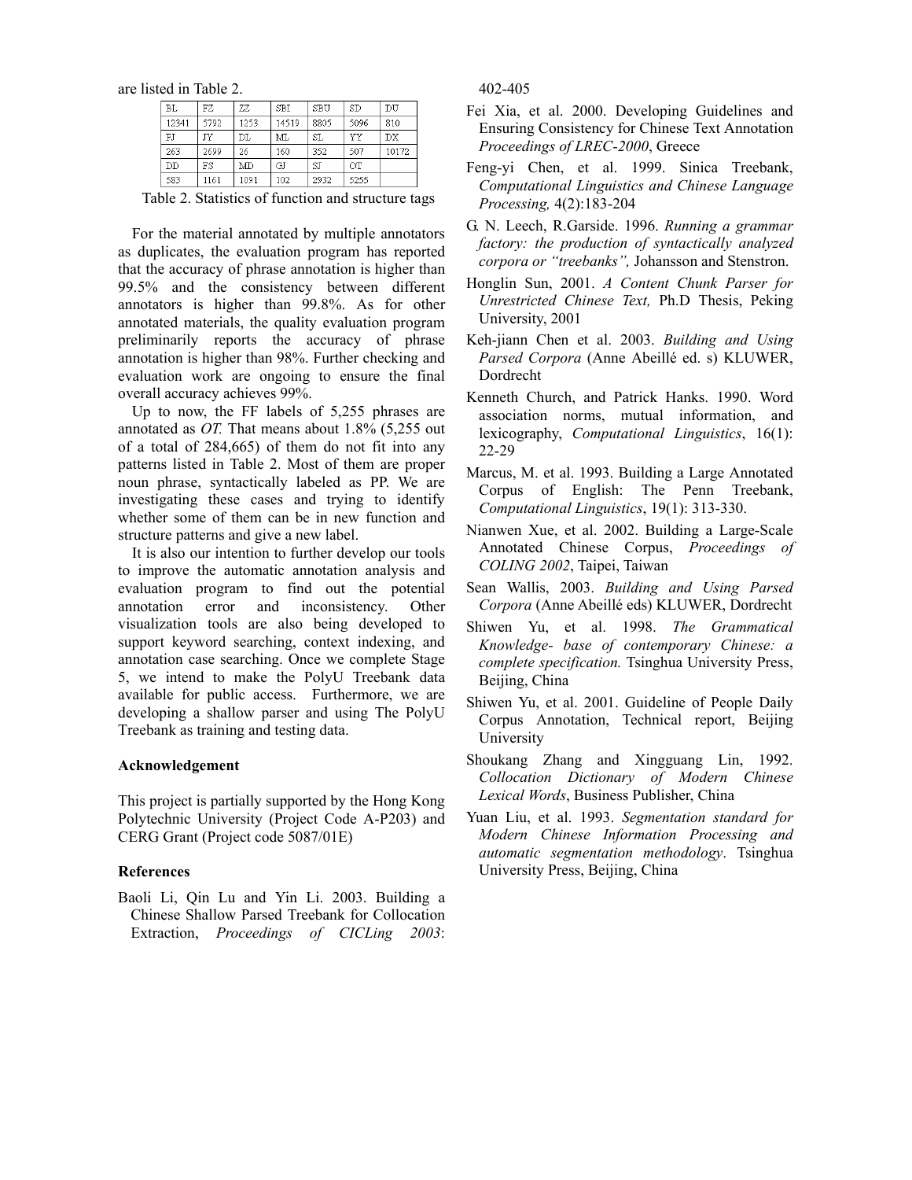are listed in Table 2.

| BL | FZ | ZZ | SBI | SBU | SD | DU |
|---|---|---|---|---|---|---|
| 12341 | 5792 | 1253 | 14519 | 8805 | 5096 | 810 |
| FJ | JY | DL | ML | SL | YY | DX |
| 263 | 2699 | 26 | 160 | 352 | 507 | 10172 |
| DD | FS | MD | GJ | SJ | OT | |
| 583 | 1161 | 1091 | 102 | 2932 | 5255 | |

Table 2. Statistics of function and structure tags

For the material annotated by multiple annotators as duplicates, the evaluation program has reported that the accuracy of phrase annotation is higher than 99.5% and the consistency between different annotators is higher than 99.8%. As for other annotated materials, the quality evaluation program preliminarily reports the accuracy of phrase annotation is higher than 98%. Further checking and evaluation work are ongoing to ensure the final overall accuracy achieves 99%.

Up to now, the FF labels of 5,255 phrases are annotated as *OT*. That means about 1.8% (5,255 out of a total of 284,665) of them do not fit into any patterns listed in Table 2. Most of them are proper noun phrase, syntactically labeled as PP. We are investigating these cases and trying to identify whether some of them can be in new function and structure patterns and give a new label.

It is also our intention to further develop our tools to improve the automatic annotation analysis and evaluation program to find out the potential annotation error and inconsistency. Other visualization tools are also being developed to support keyword searching, context indexing, and annotation case searching. Once we complete Stage 5, we intend to make the PolyU Treebank data available for public access. Furthermore, we are developing a shallow parser and using The PolyU Treebank as training and testing data.

## Acknowledgement

This project is partially supported by the Hong Kong Polytechnic University (Project Code A-P203) and CERG Grant (Project code 5087/01E)

## References

Baoli Li, Qin Lu and Yin Li. 2003. Building a Chinese Shallow Parsed Treebank for Collocation Extraction, *Proceedings of CICLing 2003*: 402-405

Fei Xia, et al. 2000. Developing Guidelines and Ensuring Consistency for Chinese Text Annotation *Proceedings of LREC-2000*, Greece

Feng-yi Chen, et al. 1999. Sinica Treebank, *Computational Linguistics and Chinese Language Processing,* 4(2):183-204

G. N. Leech, R.Garside. 1996. *Running a grammar factory: the production of syntactically analyzed corpora or "treebanks",* Johansson and Stenstron.

Honglin Sun, 2001. *A Content Chunk Parser for Unrestricted Chinese Text,* Ph.D Thesis, Peking University, 2001

Keh-jiann Chen et al. 2003. *Building and Using Parsed Corpora* (Anne Abeillé ed. s) KLUWER, Dordrecht

Kenneth Church, and Patrick Hanks. 1990. Word association norms, mutual information, and lexicography, *Computational Linguistics*, 16(1): 22-29

Marcus, M. et al. 1993. Building a Large Annotated Corpus of English: The Penn Treebank, *Computational Linguistics*, 19(1): 313-330.

Nianwen Xue, et al. 2002. Building a Large-Scale Annotated Chinese Corpus, *Proceedings of COLING 2002*, Taipei, Taiwan

Sean Wallis, 2003. *Building and Using Parsed Corpora* (Anne Abeillé eds) KLUWER, Dordrecht

Shiwen Yu, et al. 1998. *The Grammatical Knowledge- base of contemporary Chinese: a complete specification.* Tsinghua University Press, Beijing, China

Shiwen Yu, et al. 2001. Guideline of People Daily Corpus Annotation, Technical report, Beijing University

Shoukang Zhang and Xingguang Lin, 1992. *Collocation Dictionary of Modern Chinese Lexical Words*, Business Publisher, China

Yuan Liu, et al. 1993. *Segmentation standard for Modern Chinese Information Processing and automatic segmentation methodology*. Tsinghua University Press, Beijing, China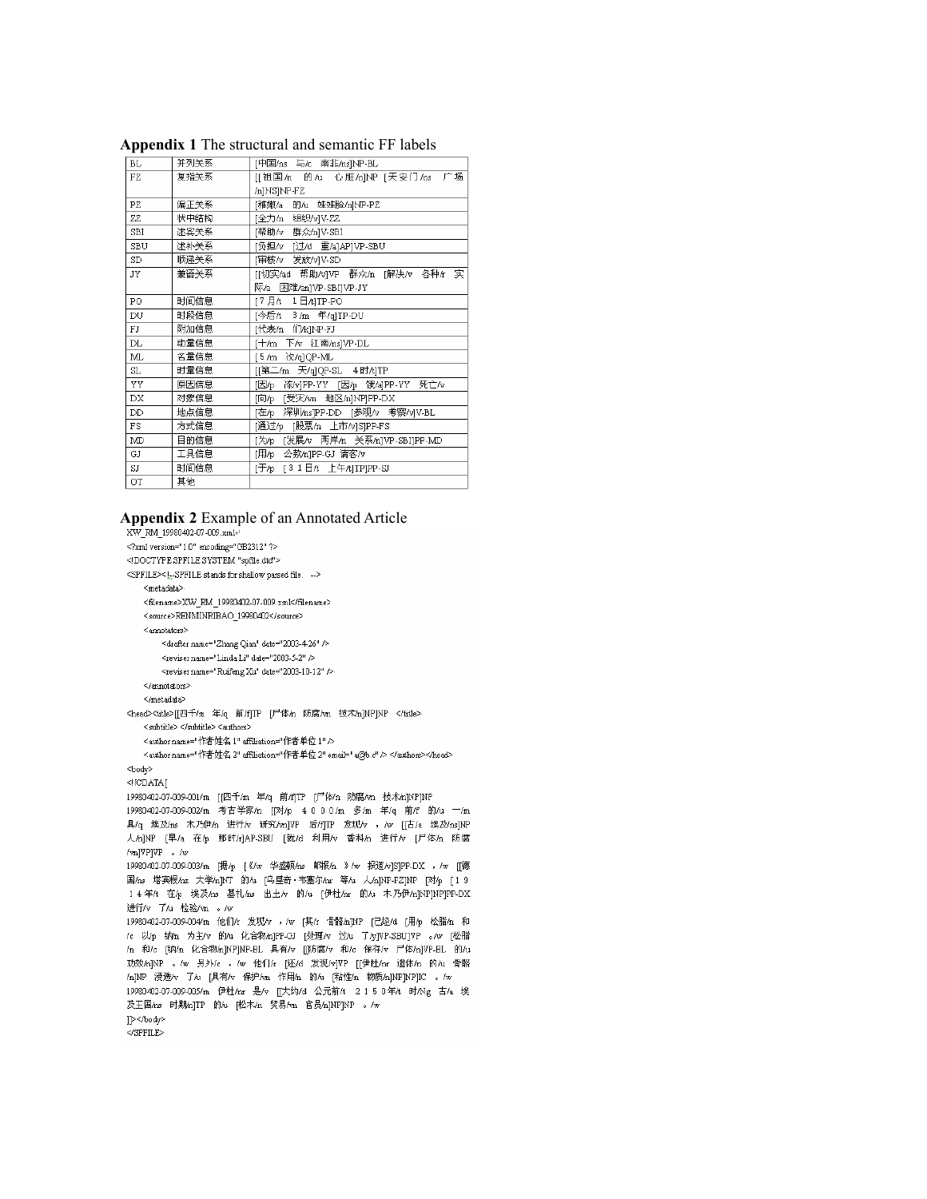**Appendix 1** The structural and semantic FF labels

| | | |
|---|---|---|
| BL | 并列关系 | [中国/ns 与/c 南非/ns]NP-BL |
| FZ | 复指关系 | [[祖国/n 的/u 心脏/n]NP [天安门/ns 广场/n]NS]NP-FZ |
| PZ | 偏正关系 | [稚嫩/a 的/u 娃娃脸/n]NP-PZ |
| ZZ | 状中结构 | [全力/n 组织/v]V-ZZ |
| SBI | 述宾关系 | [帮助/v 群众/n]V-SBI |
| SBU | 述补关系 | [负担/v [过/d 重/a]AP]VP-SBU |
| SD | 顺递关系 | [审核/v 发放/v]V-SD |
| JY | 兼语关系 | [[切实/ad 帮助/v]VP 群众/n [解决/v 各种/r 实际/a 困难/an]VP-SBI]VP-JY |
| PO | 时间信息 | [7月/t 1日/t]TP-PO |
| DU | 时段信息 | [今后/t 3/m 年/q]TP-DU |
| FJ | 附加信息 | [代表/n 们/k]NP-FJ |
| DL | 动量信息 | [十/m 下/v 江南/ns]VP-DL |
| ML | 名量信息 | [5/m 次/q]QP-ML |
| SL | 时量信息 | [[第二/m 天/q]QP-SL 4时/t]TP |
| YY | 原因信息 | [因/p 冻/v]PP-YY [因/p 饿/a]PP-YY 死亡/v |
| DX | 对象信息 | [向/p [受灾/vn 地区/n]NP]PP-DX |
| DD | 地点信息 | [在/p 深圳/ns]PP-DD [参观/v 考察/v]V-BL |
| FS | 方式信息 | [通过/p [股票/n 上市/v]S]PP-FS |
| MD | 目的信息 | [为/p [发展/v 两岸/n 关系/n]VP-SBI]PP-MD |
| GJ | 工具信息 | [用/p 公款/n]PP-GJ 请客/v |
| SJ | 时间信息 | [于/p [31日/t 上午/t]TP]PP-SJ |
| OT | 其他 | |

**Appendix 2** Example of an Annotated Article

```
XW_RM_19980402-07-009.xml
<?xml version="1.0" encoding="GB2312" ?>
<!DOCTYPE SPFILE SYSTEM "spfile.dtd">
<SPFILE><!--SPFILE stands for shallow parsed file. -->
    <metadata>
    <filename>XW_RM_19980402-07-009.xml</filename>
    <source>RENMINRIBAO_19980402</source>
    <annotators>
        <drafter name="Zhang Qian" date="2003-4-26" />
        <reviser name="Linda Li" date="2003-5-2" />
        <reviser name="Ruifeng Xu" date="2003-10-12" />
    </annotators>
    </metadata>
<head><title>[[四千/m 年/q 前/f]TP [尸体/n 防腐/vn 技术/n]NP]NP </title>
    <subtitle> </subtitle> <authors>
    <author name="作者姓名1" affiliation="作者单位1" />
    <author name="作者姓名2" affiliation="作者单位2" email="a@b.c" /> </authors></head>
<body>
<![CDATA[
19980402-07-009-001/m [[四千/m 年/q 前/f]TP [尸体/n 防腐/vn 技术/n]NP]NP
19980402-07-009-002/m 考古学家/n [[对/p 4000/m 多/m 年/q 前/f 的/u 一/m 具/q 埃及/ns 木乃伊/n 进行/v 研究/vn]VP 后/f]TP 发现/v ，/w [[古/a 埃及/ns]NP 人/n]NP [早/a 在/p 那时/r]AP-SBU [就/d 利用/v 香料/n 进行/v [尸体/n 防腐/vn]VP]VP 。/w
19980402-07-009-003/m [据/p [《/w 华盛顿/ns 邮报/n 》/w 报道/v]S]PP-DX ，/w [[德国/ns 塔宾根/nz 大学/n]NT 的/u [乌里奇·韦塞尔/nr 等/u 人/n]NP-FZ]NP [对/p [1914年/t 在/p 埃及/ns 基扎/ns 出土/v 的/u [伊杜/nr 的/u 木乃伊/n]NP]NP]PP-DX 进行/v 了/u 检验/vn 。/w
19980402-07-009-004/m 他们/r 发现/v ，/w [其/r 骨骼/n]NP [已经/d [用/p 松脂/n 和/c 以/p 钠/n 为主/v 的/u 化合物/n]PP-GJ [处理/v 过/u 了/y]VP-SBU]VP 。/w [松脂/n 和/c [钠/n 化合物/n]NP]NP-BL 具有/v [[防腐/v 和/c 保存/v 尸体/n]VP-BL 的/u 功效/n]NP 。/w 另外/c ，/w 他们/r [还/d 发现/v]VP [[伊杜/nr 遗体/n 的/u 骨骼/n]NP 浸透/v 了/u [具有/v 保护/vn 作用/n 的/u [黏性/n 物质/n]NP]NP]IC 。/w
19980402-07-009-005/m 伊杜/nr 是/v [[大约/d 公元前/t 2150年/t 时/Ng 古/a 埃及/王国/ns 时期/n]TP 的/u [松木/n 贸易/vn 官员/n]NP]NP 。/w
]]></body>
</SPFILE>
```